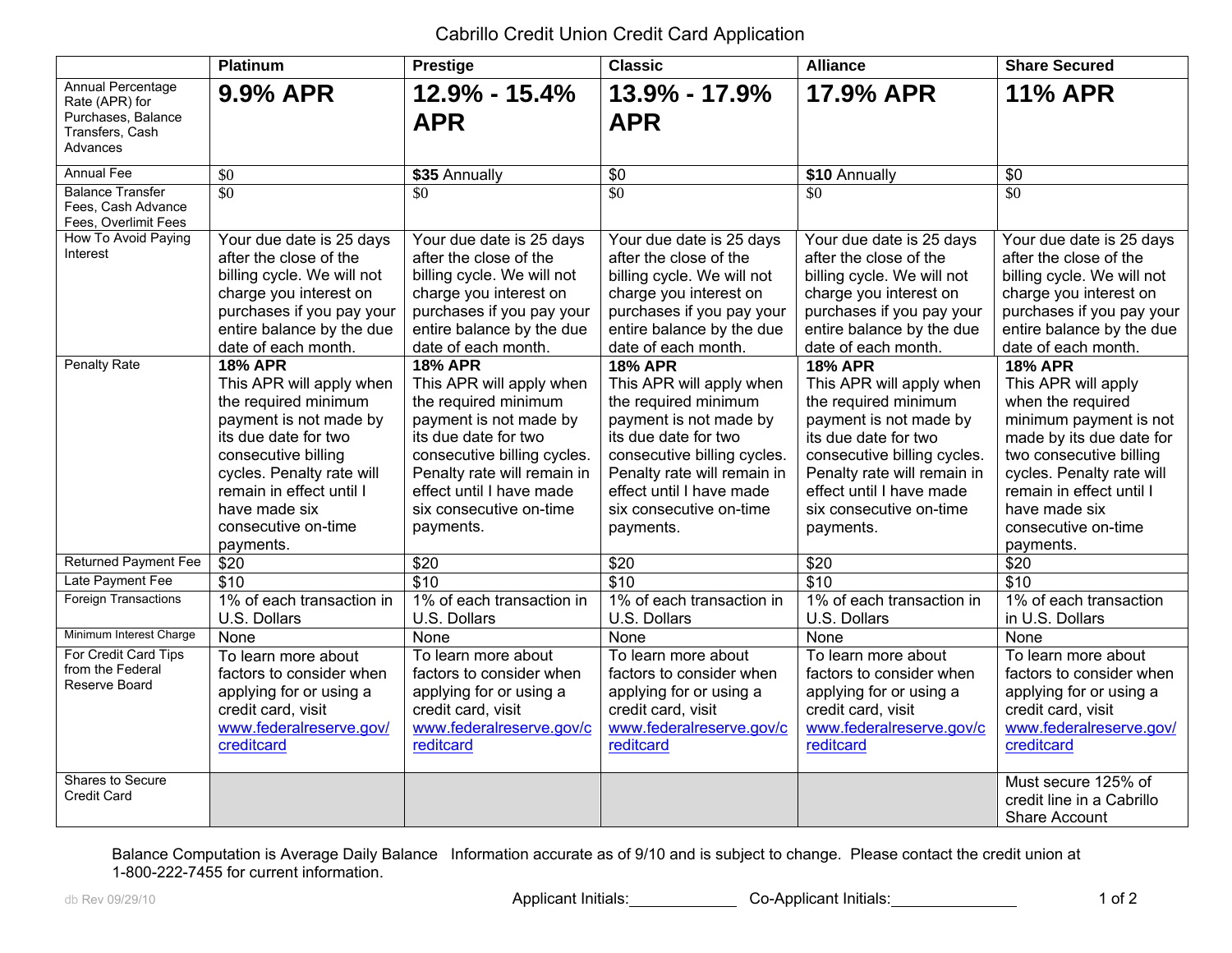# Cabrillo Credit Union Credit Card Application

| | Platinum | Prestige | Classic | Alliance | Share Secured |
|---|---|---|---|---|---|
| Annual Percentage Rate (APR) for Purchases, Balance Transfers, Cash Advances | **9.9% APR** | **12.9% - 15.4% APR** | **13.9% - 17.9% APR** | **17.9% APR** | **11% APR** |
| Annual Fee | $0 | **$35** Annually | $0 | **$10** Annually | $0 |
| Balance Transfer Fees, Cash Advance Fees, Overlimit Fees | $0 | $0 | $0 | $0 | $0 |
| How To Avoid Paying Interest | Your due date is 25 days after the close of the billing cycle. We will not charge you interest on purchases if you pay your entire balance by the due date of each month. | Your due date is 25 days after the close of the billing cycle. We will not charge you interest on purchases if you pay your entire balance by the due date of each month. | Your due date is 25 days after the close of the billing cycle. We will not charge you interest on purchases if you pay your entire balance by the due date of each month. | Your due date is 25 days after the close of the billing cycle. We will not charge you interest on purchases if you pay your entire balance by the due date of each month. | Your due date is 25 days after the close of the billing cycle. We will not charge you interest on purchases if you pay your entire balance by the due date of each month. |
| Penalty Rate | **18% APR** This APR will apply when the required minimum payment is not made by its due date for two consecutive billing cycles. Penalty rate will remain in effect until I have made six consecutive on-time payments. | **18% APR** This APR will apply when the required minimum payment is not made by its due date for two consecutive billing cycles. Penalty rate will remain in effect until I have made six consecutive on-time payments. | **18% APR** This APR will apply when the required minimum payment is not made by its due date for two consecutive billing cycles. Penalty rate will remain in effect until I have made six consecutive on-time payments. | **18% APR** This APR will apply when the required minimum payment is not made by its due date for two consecutive billing cycles. Penalty rate will remain in effect until I have made six consecutive on-time payments. | **18% APR** This APR will apply when the required minimum payment is not made by its due date for two consecutive billing cycles. Penalty rate will remain in effect until I have made six consecutive on-time payments. |
| Returned Payment Fee | $20 | $20 | $20 | $20 | $20 |
| Late Payment Fee | $10 | $10 | $10 | $10 | $10 |
| Foreign Transactions | 1% of each transaction in U.S. Dollars | 1% of each transaction in U.S. Dollars | 1% of each transaction in U.S. Dollars | 1% of each transaction in U.S. Dollars | 1% of each transaction in U.S. Dollars |
| Minimum Interest Charge | None | None | None | None | None |
| For Credit Card Tips from the Federal Reserve Board | To learn more about factors to consider when applying for or using a credit card, visit www.federalreserve.gov/creditcard | To learn more about factors to consider when applying for or using a credit card, visit www.federalreserve.gov/creditcard | To learn more about factors to consider when applying for or using a credit card, visit www.federalreserve.gov/creditcard | To learn more about factors to consider when applying for or using a credit card, visit www.federalreserve.gov/creditcard | To learn more about factors to consider when applying for or using a credit card, visit www.federalreserve.gov/creditcard |
| Shares to Secure Credit Card | | | | | Must secure 125% of credit line in a Cabrillo Share Account |

Balance Computation is Average Daily Balance   Information accurate as of 9/10 and is subject to change. Please contact the credit union at 1-800-222-7455 for current information.

db Rev 09/29/10

Applicant Initials:____________ Co-Applicant Initials:______________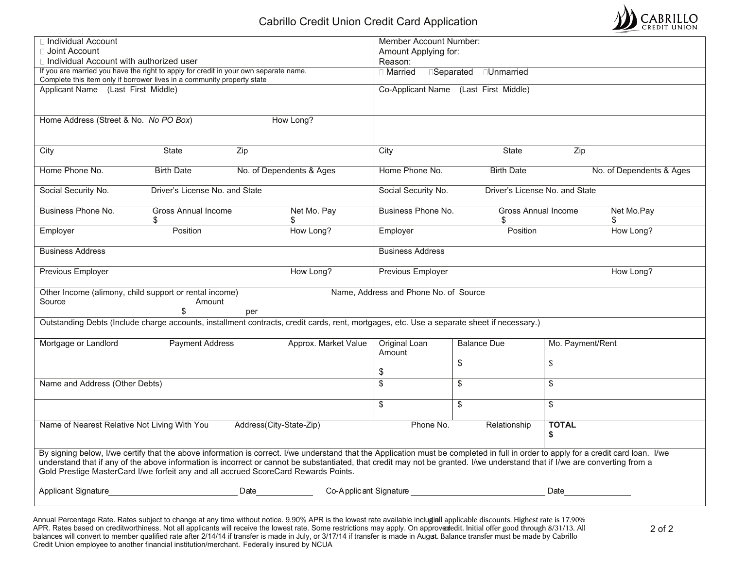# Cabrillo Credit Union Credit Card Application

| | |
|---|---|
| ☐ Individual Account<br>☐ Joint Account<br>☐ Individual Account with authorized user | Member Account Number:<br>Amount Applying for:<br>Reason: |
| If you are married you have the right to apply for credit in your own separate name.<br>Complete this item only if borrower lives in a community property state | ☐ Married ☐Separated ☐Unmarried |
| Applicant Name (Last First Middle) | Co-Applicant Name (Last First Middle) |
| Home Address (Street & No. *No PO Box*) How Long? | |
| City State Zip | City State Zip |
| Home Phone No. Birth Date No. of Dependents & Ages | Home Phone No. Birth Date No. of Dependents & Ages |
| Social Security No. Driver's License No. and State | Social Security No. Driver's License No. and State |
| Business Phone No. Gross Annual Income $ Net Mo. Pay $ | Business Phone No. Gross Annual Income $ Net Mo.Pay $ |
| Employer Position How Long? | Employer Position How Long? |
| Business Address | Business Address |
| Previous Employer How Long? | Previous Employer How Long? |

| | |
|---|---|
| Other Income (alimony, child support or rental income)<br>Source Amount $ per | Name, Address and Phone No. of Source |

Outstanding Debts (Include charge accounts, installment contracts, credit cards, rent, mortgages, etc. Use a separate sheet if necessary.)

| Mortgage or Landlord | Payment Address | Approx. Market Value | Original Loan Amount | Balance Due | Mo. Payment/Rent |
|---|---|---|---|---|---|
| | | | $ | $ | $ |
| Name and Address (Other Debts) | | | $ | $ | $ |
| | | | $ | $ | $ |
| Name of Nearest Relative Not Living With You | Address(City-State-Zip) | Phone No. | Relationship | | **TOTAL $** |

By signing below, I/we certify that the above information is correct. I/we understand that the Application must be completed in full in order to apply for a credit card loan. I/we understand that if any of the above information is incorrect or cannot be substantiated, that credit may not be granted. I/we understand that if I/we are converting from a Gold Prestige MasterCard I/we forfeit any and all accrued ScoreCard Rewards Points.

Applicant Signature\_\_\_\_\_\_\_\_\_\_\_\_\_\_\_\_\_\_\_\_ Date\_\_\_\_\_\_\_\_\_\_ Co-Applicant Signature \_\_\_\_\_\_\_\_\_\_\_\_\_\_\_\_\_\_\_\_ Date\_\_\_\_\_\_\_\_\_\_

Annual Percentage Rate. Rates subject to change at any time without notice. 9.90% APR is the lowest rate available including all applicable discounts. Highest rate is 17.90% APR. Rates based on creditworthiness. Not all applicants will receive the lowest rate. Some restrictions may apply. On approved credit. Initial offer good through 8/31/13. All balances will convert to member qualified rate after 2/14/14 if transfer is made in July, or 3/17/14 if transfer is made in August. Balance transfer must be made by Cabrillo Credit Union employee to another financial institution/merchant. Federally insured by NCUA